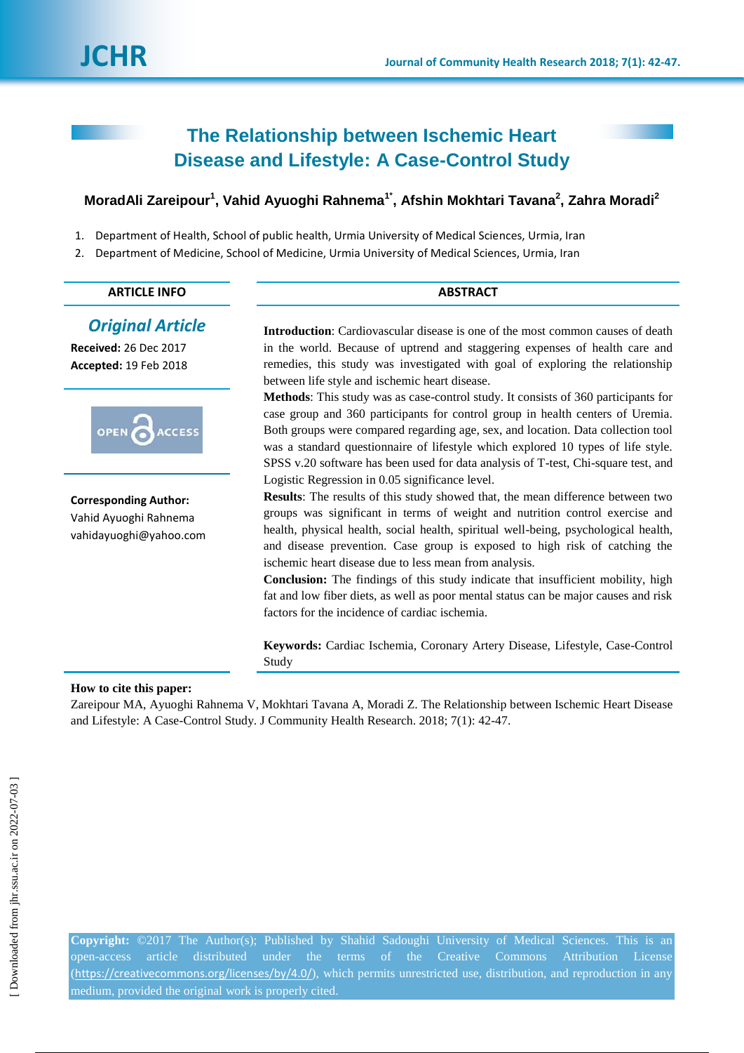# The Relationship between Ischemic Heart Disease and Lifestyle: A Case-Control Study

**MoradAli Zareipour[1], Vahid Ayuoghi Rahnema[1*], Afshin Mokhtari Tavana[2], Zahra Moradi[2]**

1. Department of Health, School of public health, Urmia University of Medical Sciences, Urmia, Iran
2. Department of Medicine, School of Medicine, Urmia University of Medical Sciences, Urmia, Iran

**ARTICLE INFO**

***Original Article***

**Received:** 26 Dec 2017
**Accepted:** 19 Feb 2018

OPEN ACCESS

**Corresponding Author:**
Vahid Ayuoghi Rahnema
vahidayuoghi@yahoo.com

## ABSTRACT

**Introduction**: Cardiovascular disease is one of the most common causes of death in the world. Because of uptrend and staggering expenses of health care and remedies, this study was investigated with goal of exploring the relationship between life style and ischemic heart disease.

**Methods**: This study was as case-control study. It consists of 360 participants for case group and 360 participants for control group in health centers of Uremia. Both groups were compared regarding age, sex, and location. Data collection tool was a standard questionnaire of lifestyle which explored 10 types of life style. SPSS v.20 software has been used for data analysis of T-test, Chi-square test, and Logistic Regression in 0.05 significance level.

**Results**: The results of this study showed that, the mean difference between two groups was significant in terms of weight and nutrition control exercise and health, physical health, social health, spiritual well-being, psychological health, and disease prevention. Case group is exposed to high risk of catching the ischemic heart disease due to less mean from analysis.

**Conclusion:** The findings of this study indicate that insufficient mobility, high fat and low fiber diets, as well as poor mental status can be major causes and risk factors for the incidence of cardiac ischemia.

**Keywords:** Cardiac Ischemia, Coronary Artery Disease, Lifestyle, Case-Control Study

**How to cite this paper:**
Zareipour MA, Ayuoghi Rahnema V, Mokhtari Tavana A, Moradi Z. The Relationship between Ischemic Heart Disease and Lifestyle: A Case-Control Study. J Community Health Research. 2018; 7(1): 42-47.

**Copyright:** ©2017 The Author(s); Published by Shahid Sadoughi University of Medical Sciences. This is an open-access article distributed under the terms of the Creative Commons Attribution License (https://creativecommons.org/licenses/by/4.0/), which permits unrestricted use, distribution, and reproduction in any medium, provided the original work is properly cited.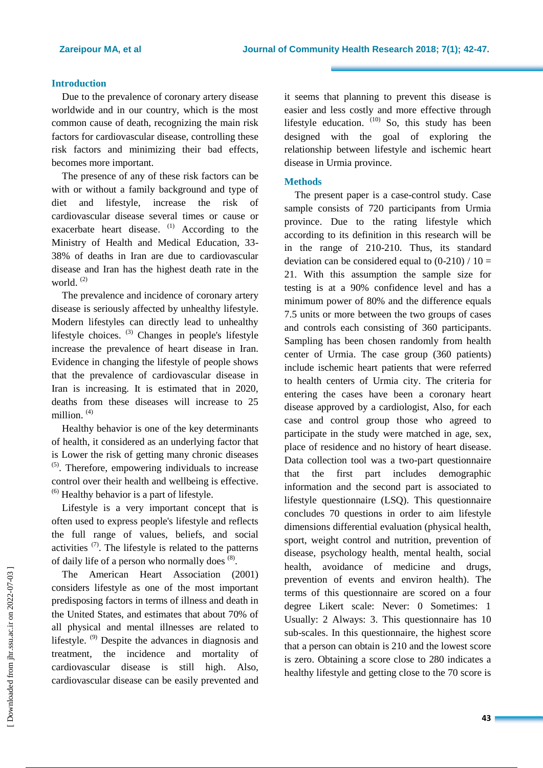## Introduction

Due to the prevalence of coronary artery disease worldwide and in our country, which is the most common cause of death, recognizing the main risk factors for cardiovascular disease, controlling these risk factors and minimizing their bad effects, becomes more important.

The presence of any of these risk factors can be with or without a family background and type of diet and lifestyle, increase the risk of cardiovascular disease several times or cause or exacerbate heart disease. [1] According to the Ministry of Health and Medical Education, 33-38% of deaths in Iran are due to cardiovascular disease and Iran has the highest death rate in the world. [2]

The prevalence and incidence of coronary artery disease is seriously affected by unhealthy lifestyle. Modern lifestyles can directly lead to unhealthy lifestyle choices. [3] Changes in people's lifestyle increase the prevalence of heart disease in Iran. Evidence in changing the lifestyle of people shows that the prevalence of cardiovascular disease in Iran is increasing. It is estimated that in 2020, deaths from these diseases will increase to 25 million. [4]

Healthy behavior is one of the key determinants of health, it considered as an underlying factor that is Lower the risk of getting many chronic diseases [5]. Therefore, empowering individuals to increase control over their health and wellbeing is effective. [6] Healthy behavior is a part of lifestyle.

Lifestyle is a very important concept that is often used to express people's lifestyle and reflects the full range of values, beliefs, and social activities [7]. The lifestyle is related to the patterns of daily life of a person who normally does [8].

The American Heart Association (2001) considers lifestyle as one of the most important predisposing factors in terms of illness and death in the United States, and estimates that about 70% of all physical and mental illnesses are related to lifestyle. [9] Despite the advances in diagnosis and treatment, the incidence and mortality of cardiovascular disease is still high. Also, cardiovascular disease can be easily prevented and it seems that planning to prevent this disease is easier and less costly and more effective through lifestyle education. [10] So, this study has been designed with the goal of exploring the relationship between lifestyle and ischemic heart disease in Urmia province.

## Methods

The present paper is a case-control study. Case sample consists of 720 participants from Urmia province. Due to the rating lifestyle which according to its definition in this research will be in the range of 210-210. Thus, its standard deviation can be considered equal to (0-210) / 10 = 21. With this assumption the sample size for testing is at a 90% confidence level and has a minimum power of 80% and the difference equals 7.5 units or more between the two groups of cases and controls each consisting of 360 participants. Sampling has been chosen randomly from health center of Urmia. The case group (360 patients) include ischemic heart patients that were referred to health centers of Urmia city. The criteria for entering the cases have been a coronary heart disease approved by a cardiologist, Also, for each case and control group those who agreed to participate in the study were matched in age, sex, place of residence and no history of heart disease. Data collection tool was a two-part questionnaire that the first part includes demographic information and the second part is associated to lifestyle questionnaire (LSQ). This questionnaire concludes 70 questions in order to aim lifestyle dimensions differential evaluation (physical health, sport, weight control and nutrition, prevention of disease, psychology health, mental health, social health, avoidance of medicine and drugs, prevention of events and environ health). The terms of this questionnaire are scored on a four degree Likert scale: Never: 0 Sometimes: 1 Usually: 2 Always: 3. This questionnaire has 10 sub-scales. In this questionnaire, the highest score that a person can obtain is 210 and the lowest score is zero. Obtaining a score close to 280 indicates a healthy lifestyle and getting close to the 70 score is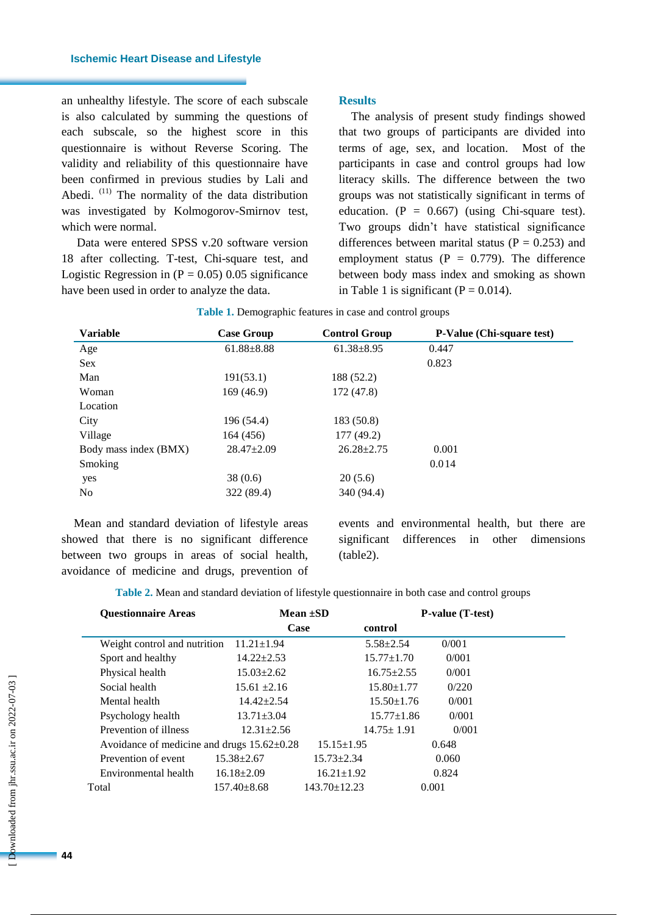an unhealthy lifestyle. The score of each subscale is also calculated by summing the questions of each subscale, so the highest score in this questionnaire is without Reverse Scoring. The validity and reliability of this questionnaire have been confirmed in previous studies by Lali and Abedi. [11] The normality of the data distribution was investigated by Kolmogorov-Smirnov test, which were normal.

Data were entered SPSS v.20 software version 18 after collecting. T-test, Chi-square test, and Logistic Regression in (P = 0.05) 0.05 significance have been used in order to analyze the data.

## Results

The analysis of present study findings showed that two groups of participants are divided into terms of age, sex, and location. Most of the participants in case and control groups had low literacy skills. The difference between the two groups was not statistically significant in terms of education. (P = 0.667) (using Chi-square test). Two groups didn't have statistical significance differences between marital status (P = 0.253) and employment status (P = 0.779). The difference between body mass index and smoking as shown in Table 1 is significant (P = 0.014).

**Table 1.** Demographic features in case and control groups

| Variable | Case Group | Control Group | P-Value (Chi-square test) |
|---|---|---|---|
| Age | 61.88±8.88 | 61.38±8.95 | 0.447 |
| Sex | | | 0.823 |
| Man | 191(53.1) | 188 (52.2) | |
| Woman | 169 (46.9) | 172 (47.8) | |
| Location | | | |
| City | 196 (54.4) | 183 (50.8) | |
| Village | 164 (456) | 177 (49.2) | |
| Body mass index (BMX) | 28.47±2.09 | 26.28±2.75 | 0.001 |
| Smoking | | | 0.014 |
| yes | 38 (0.6) | 20 (5.6) | |
| No | 322 (89.4) | 340 (94.4) | |

Mean and standard deviation of lifestyle areas showed that there is no significant difference between two groups in areas of social health, avoidance of medicine and drugs, prevention of events and environmental health, but there are significant differences in other dimensions (table2).

**Table 2.** Mean and standard deviation of lifestyle questionnaire in both case and control groups

| Questionnaire Areas | Mean ±SD | | P-value (T-test) |
|---|---|---|---|
| | Case | control | |
| Weight control and nutrition | 11.21±1.94 | 5.58±2.54 | 0/001 |
| Sport and healthy | 14.22±2.53 | 15.77±1.70 | 0/001 |
| Physical health | 15.03±2.62 | 16.75±2.55 | 0/001 |
| Social health | 15.61 ±2.16 | 15.80±1.77 | 0/220 |
| Mental health | 14.42±2.54 | 15.50±1.76 | 0/001 |
| Psychology health | 13.71±3.04 | 15.77±1.86 | 0/001 |
| Prevention of illness | 12.31±2.56 | 14.75± 1.91 | 0/001 |
| Avoidance of medicine and drugs | 15.62±0.28 | 15.15±1.95 | 0.648 |
| Prevention of event | 15.38±2.67 | 15.73±2.34 | 0.060 |
| Environmental health | 16.18±2.09 | 16.21±1.92 | 0.824 |
| Total | 157.40±8.68 | 143.70±12.23 | 0.001 |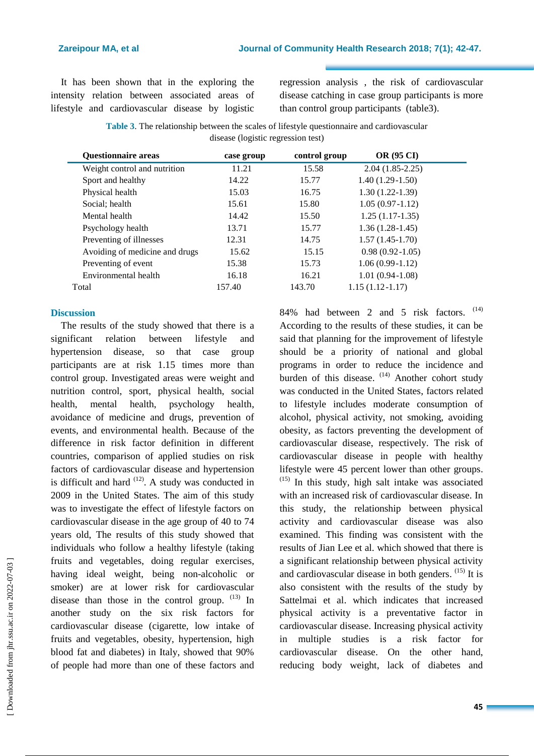It has been shown that in the exploring the intensity relation between associated areas of lifestyle and cardiovascular disease by logistic regression analysis , the risk of cardiovascular disease catching in case group participants is more than control group participants (table3).

**Table 3**. The relationship between the scales of lifestyle questionnaire and cardiovascular disease (logistic regression test)

| Questionnaire areas | case group | control group | OR (95 CI) |
|---|---|---|---|
| Weight control and nutrition | 11.21 | 15.58 | 2.04 (1.85-2.25) |
| Sport and healthy | 14.22 | 15.77 | 1.40 (1.29-1.50) |
| Physical health | 15.03 | 16.75 | 1.30 (1.22-1.39) |
| Social; health | 15.61 | 15.80 | 1.05 (0.97-1.12) |
| Mental health | 14.42 | 15.50 | 1.25 (1.17-1.35) |
| Psychology health | 13.71 | 15.77 | 1.36 (1.28-1.45) |
| Preventing of illnesses | 12.31 | 14.75 | 1.57 (1.45-1.70) |
| Avoiding of medicine and drugs | 15.62 | 15.15 | 0.98 (0.92-1.05) |
| Preventing of event | 15.38 | 15.73 | 1.06 (0.99-1.12) |
| Environmental health | 16.18 | 16.21 | 1.01 (0.94-1.08) |
| Total | 157.40 | 143.70 | 1.15 (1.12-1.17) |

## Discussion

The results of the study showed that there is a significant relation between lifestyle and hypertension disease, so that case group participants are at risk 1.15 times more than control group. Investigated areas were weight and nutrition control, sport, physical health, social health, mental health, psychology health, avoidance of medicine and drugs, prevention of events, and environmental health. Because of the difference in risk factor definition in different countries, comparison of applied studies on risk factors of cardiovascular disease and hypertension is difficult and hard [12]. A study was conducted in 2009 in the United States. The aim of this study was to investigate the effect of lifestyle factors on cardiovascular disease in the age group of 40 to 74 years old, The results of this study showed that individuals who follow a healthy lifestyle (taking fruits and vegetables, doing regular exercises, having ideal weight, being non-alcoholic or smoker) are at lower risk for cardiovascular disease than those in the control group. [13] In another study on the six risk factors for cardiovascular disease (cigarette, low intake of fruits and vegetables, obesity, hypertension, high blood fat and diabetes) in Italy, showed that 90% of people had more than one of these factors and 84% had between 2 and 5 risk factors. [14] According to the results of these studies, it can be said that planning for the improvement of lifestyle should be a priority of national and global programs in order to reduce the incidence and burden of this disease. [14] Another cohort study was conducted in the United States, factors related to lifestyle includes moderate consumption of alcohol, physical activity, not smoking, avoiding obesity, as factors preventing the development of cardiovascular disease, respectively. The risk of cardiovascular disease in people with healthy lifestyle were 45 percent lower than other groups. [15] In this study, high salt intake was associated with an increased risk of cardiovascular disease. In this study, the relationship between physical activity and cardiovascular disease was also examined. This finding was consistent with the results of Jian Lee et al. which showed that there is a significant relationship between physical activity and cardiovascular disease in both genders. [15] It is also consistent with the results of the study by Sattelmai et al. which indicates that increased physical activity is a preventative factor in cardiovascular disease. Increasing physical activity in multiple studies is a risk factor for cardiovascular disease. On the other hand, reducing body weight, lack of diabetes and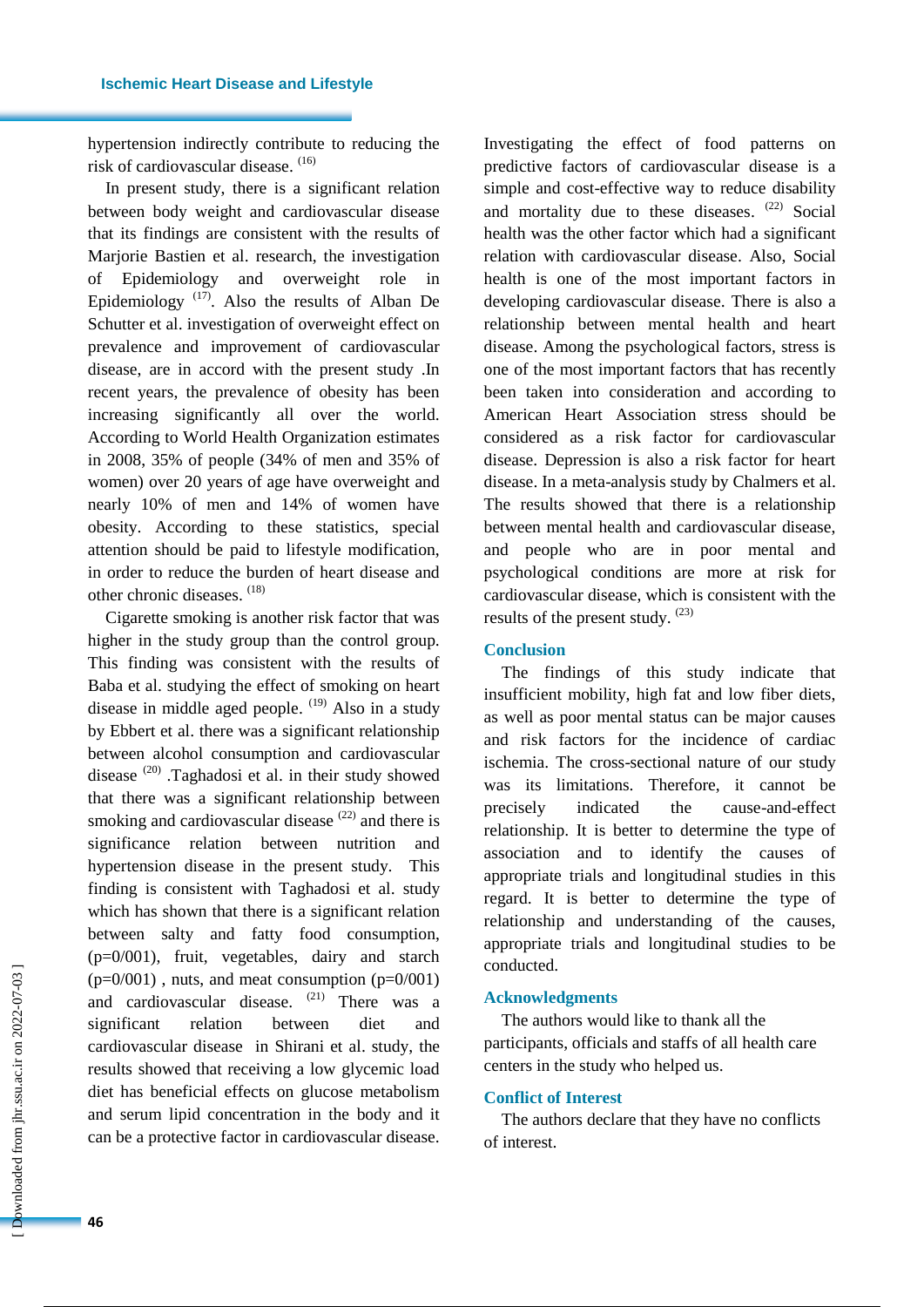hypertension indirectly contribute to reducing the risk of cardiovascular disease. [16]

In present study, there is a significant relation between body weight and cardiovascular disease that its findings are consistent with the results of Marjorie Bastien et al. research, the investigation of Epidemiology and overweight role in Epidemiology [17]. Also the results of Alban De Schutter et al. investigation of overweight effect on prevalence and improvement of cardiovascular disease, are in accord with the present study .In recent years, the prevalence of obesity has been increasing significantly all over the world. According to World Health Organization estimates in 2008, 35% of people (34% of men and 35% of women) over 20 years of age have overweight and nearly 10% of men and 14% of women have obesity. According to these statistics, special attention should be paid to lifestyle modification, in order to reduce the burden of heart disease and other chronic diseases. [18]

Cigarette smoking is another risk factor that was higher in the study group than the control group. This finding was consistent with the results of Baba et al. studying the effect of smoking on heart disease in middle aged people. [19] Also in a study by Ebbert et al. there was a significant relationship between alcohol consumption and cardiovascular disease [20] .Taghadosi et al. in their study showed that there was a significant relationship between smoking and cardiovascular disease [22] and there is significance relation between nutrition and hypertension disease in the present study. This finding is consistent with Taghadosi et al. study which has shown that there is a significant relation between salty and fatty food consumption, (p=0/001), fruit, vegetables, dairy and starch (p=0/001) , nuts, and meat consumption (p=0/001) and cardiovascular disease. [21] There was a significant relation between diet and cardiovascular disease in Shirani et al. study, the results showed that receiving a low glycemic load diet has beneficial effects on glucose metabolism and serum lipid concentration in the body and it can be a protective factor in cardiovascular disease. Investigating the effect of food patterns on predictive factors of cardiovascular disease is a simple and cost-effective way to reduce disability and mortality due to these diseases. [22] Social health was the other factor which had a significant relation with cardiovascular disease. Also, Social health is one of the most important factors in developing cardiovascular disease. There is also a relationship between mental health and heart disease. Among the psychological factors, stress is one of the most important factors that has recently been taken into consideration and according to American Heart Association stress should be considered as a risk factor for cardiovascular disease. Depression is also a risk factor for heart disease. In a meta-analysis study by Chalmers et al. The results showed that there is a relationship between mental health and cardiovascular disease, and people who are in poor mental and psychological conditions are more at risk for cardiovascular disease, which is consistent with the results of the present study. [23]

## Conclusion

The findings of this study indicate that insufficient mobility, high fat and low fiber diets, as well as poor mental status can be major causes and risk factors for the incidence of cardiac ischemia. The cross-sectional nature of our study was its limitations. Therefore, it cannot be precisely indicated the cause-and-effect relationship. It is better to determine the type of association and to identify the causes of appropriate trials and longitudinal studies in this regard. It is better to determine the type of relationship and understanding of the causes, appropriate trials and longitudinal studies to be conducted.

## Acknowledgments

The authors would like to thank all the participants, officials and staffs of all health care centers in the study who helped us.

## Conflict of Interest

The authors declare that they have no conflicts of interest.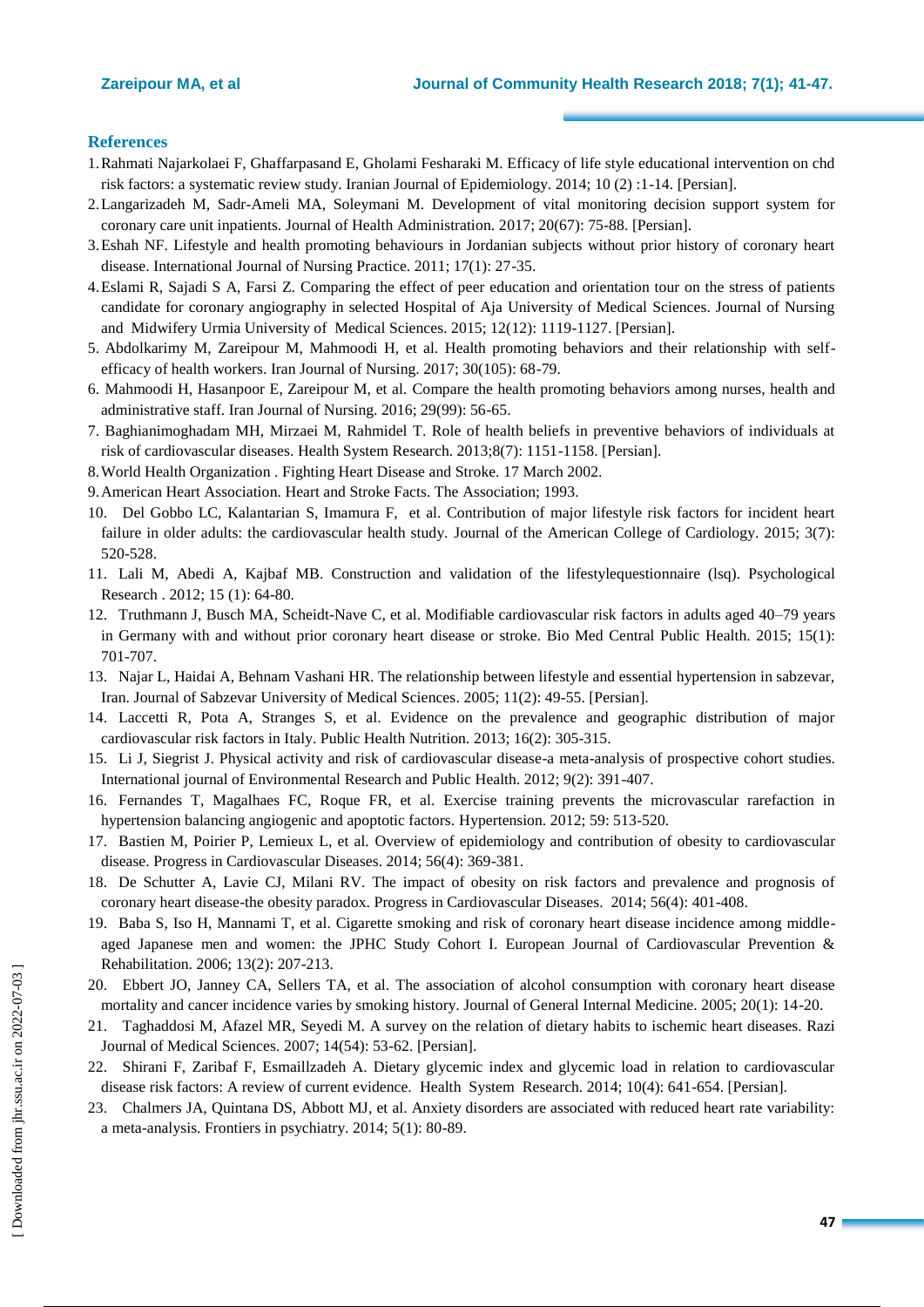## References

1. Rahmati Najarkolaei F, Ghaffarpasand E, Gholami Fesharaki M. Efficacy of life style educational intervention on chd risk factors: a systematic review study. Iranian Journal of Epidemiology. 2014; 10 (2) :1-14. [Persian].
2. Langarizadeh M, Sadr-Ameli MA, Soleymani M. Development of vital monitoring decision support system for coronary care unit inpatients. Journal of Health Administration. 2017; 20(67): 75-88. [Persian].
3. Eshah NF. Lifestyle and health promoting behaviours in Jordanian subjects without prior history of coronary heart disease. International Journal of Nursing Practice. 2011; 17(1): 27-35.
4. Eslami R, Sajadi S A, Farsi Z. Comparing the effect of peer education and orientation tour on the stress of patients candidate for coronary angiography in selected Hospital of Aja University of Medical Sciences. Journal of Nursing and Midwifery Urmia University of Medical Sciences. 2015; 12(12): 1119-1127. [Persian].
5. Abdolkarimy M, Zareipour M, Mahmoodi H, et al. Health promoting behaviors and their relationship with self-efficacy of health workers. Iran Journal of Nursing. 2017; 30(105): 68-79.
6. Mahmoodi H, Hasanpoor E, Zareipour M, et al. Compare the health promoting behaviors among nurses, health and administrative staff. Iran Journal of Nursing. 2016; 29(99): 56-65.
7. Baghianimoghadam MH, Mirzaei M, Rahmidel T. Role of health beliefs in preventive behaviors of individuals at risk of cardiovascular diseases. Health System Research. 2013;8(7): 1151-1158. [Persian].
8. World Health Organization . Fighting Heart Disease and Stroke. 17 March 2002.
9. American Heart Association. Heart and Stroke Facts. The Association; 1993.
10. Del Gobbo LC, Kalantarian S, Imamura F, et al. Contribution of major lifestyle risk factors for incident heart failure in older adults: the cardiovascular health study. Journal of the American College of Cardiology. 2015; 3(7): 520-528.
11. Lali M, Abedi A, Kajbaf MB. Construction and validation of the lifestylequestionnaire (lsq). Psychological Research . 2012; 15 (1): 64-80.
12. Truthmann J, Busch MA, Scheidt-Nave C, et al. Modifiable cardiovascular risk factors in adults aged 40–79 years in Germany with and without prior coronary heart disease or stroke. Bio Med Central Public Health. 2015; 15(1): 701-707.
13. Najar L, Haidai A, Behnam Vashani HR. The relationship between lifestyle and essential hypertension in sabzevar, Iran. Journal of Sabzevar University of Medical Sciences. 2005; 11(2): 49-55. [Persian].
14. Laccetti R, Pota A, Stranges S, et al. Evidence on the prevalence and geographic distribution of major cardiovascular risk factors in Italy. Public Health Nutrition. 2013; 16(2): 305-315.
15. Li J, Siegrist J. Physical activity and risk of cardiovascular disease-a meta-analysis of prospective cohort studies. International journal of Environmental Research and Public Health. 2012; 9(2): 391-407.
16. Fernandes T, Magalhaes FC, Roque FR, et al. Exercise training prevents the microvascular rarefaction in hypertension balancing angiogenic and apoptotic factors. Hypertension. 2012; 59: 513-520.
17. Bastien M, Poirier P, Lemieux L, et al. Overview of epidemiology and contribution of obesity to cardiovascular disease. Progress in Cardiovascular Diseases. 2014; 56(4): 369-381.
18. De Schutter A, Lavie CJ, Milani RV. The impact of obesity on risk factors and prevalence and prognosis of coronary heart disease-the obesity paradox. Progress in Cardiovascular Diseases. 2014; 56(4): 401-408.
19. Baba S, Iso H, Mannami T, et al. Cigarette smoking and risk of coronary heart disease incidence among middle-aged Japanese men and women: the JPHC Study Cohort I. European Journal of Cardiovascular Prevention & Rehabilitation. 2006; 13(2): 207-213.
20. Ebbert JO, Janney CA, Sellers TA, et al. The association of alcohol consumption with coronary heart disease mortality and cancer incidence varies by smoking history. Journal of General Internal Medicine. 2005; 20(1): 14-20.
21. Taghaddosi M, Afazel MR, Seyedi M. A survey on the relation of dietary habits to ischemic heart diseases. Razi Journal of Medical Sciences. 2007; 14(54): 53-62. [Persian].
22. Shirani F, Zaribaf F, Esmaillzadeh A. Dietary glycemic index and glycemic load in relation to cardiovascular disease risk factors: A review of current evidence. Health System Research. 2014; 10(4): 641-654. [Persian].
23. Chalmers JA, Quintana DS, Abbott MJ, et al. Anxiety disorders are associated with reduced heart rate variability: a meta-analysis. Frontiers in psychiatry. 2014; 5(1): 80-89.